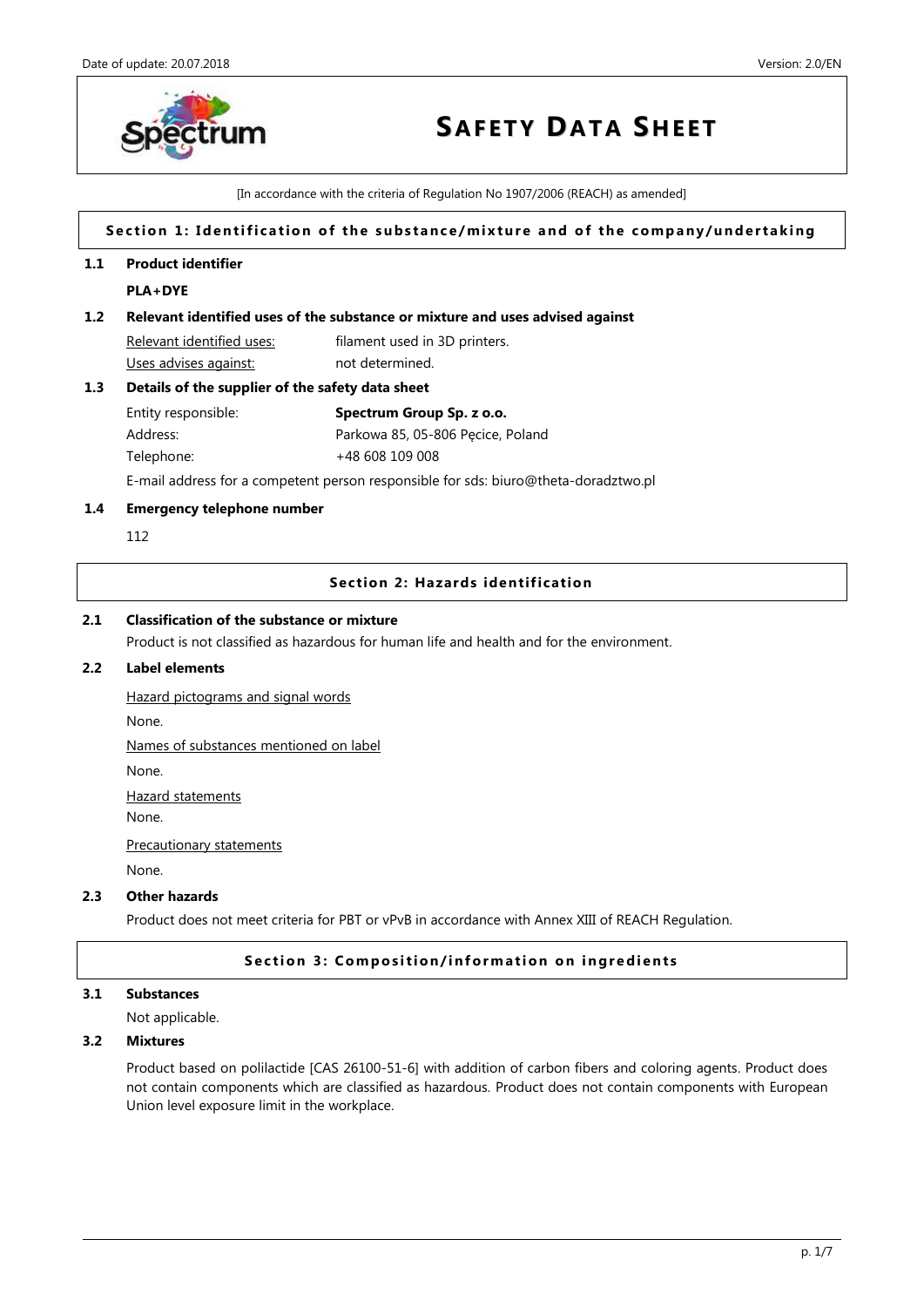Date of update: 20.07.2018

Version: 2.0/EN

# SAFETY DATA SHEET

[In accordance with the criteria of Regulation No 1907/2006 (REACH) as amended]

## Section 1: Identification of the substance/mixture and of the company/undertaking

### 1.1 Product identifier

**PLA+DYE**

### 1.2 Relevant identified uses of the substance or mixture and uses advised against

Relevant identified uses: filament used in 3D printers.

Uses advises against: not determined.

### 1.3 Details of the supplier of the safety data sheet

Entity responsible: **Spectrum Group Sp. z o.o.**

Address: Parkowa 85, 05-806 Pęcice, Poland

Telephone: +48 608 109 008

E-mail address for a competent person responsible for sds: biuro@theta-doradztwo.pl

### 1.4 Emergency telephone number

112

## Section 2: Hazards identification

### 2.1 Classification of the substance or mixture

Product is not classified as hazardous for human life and health and for the environment.

### 2.2 Label elements

Hazard pictograms and signal words

None.

Names of substances mentioned on label

None.

Hazard statements

None.

Precautionary statements

None.

### 2.3 Other hazards

Product does not meet criteria for PBT or vPvB in accordance with Annex XIII of REACH Regulation.

## Section 3: Composition/information on ingredients

### 3.1 Substances

Not applicable.

### 3.2 Mixtures

Product based on polilactide [CAS 26100-51-6] with addition of carbon fibers and coloring agents. Product does not contain components which are classified as hazardous. Product does not contain components with European Union level exposure limit in the workplace.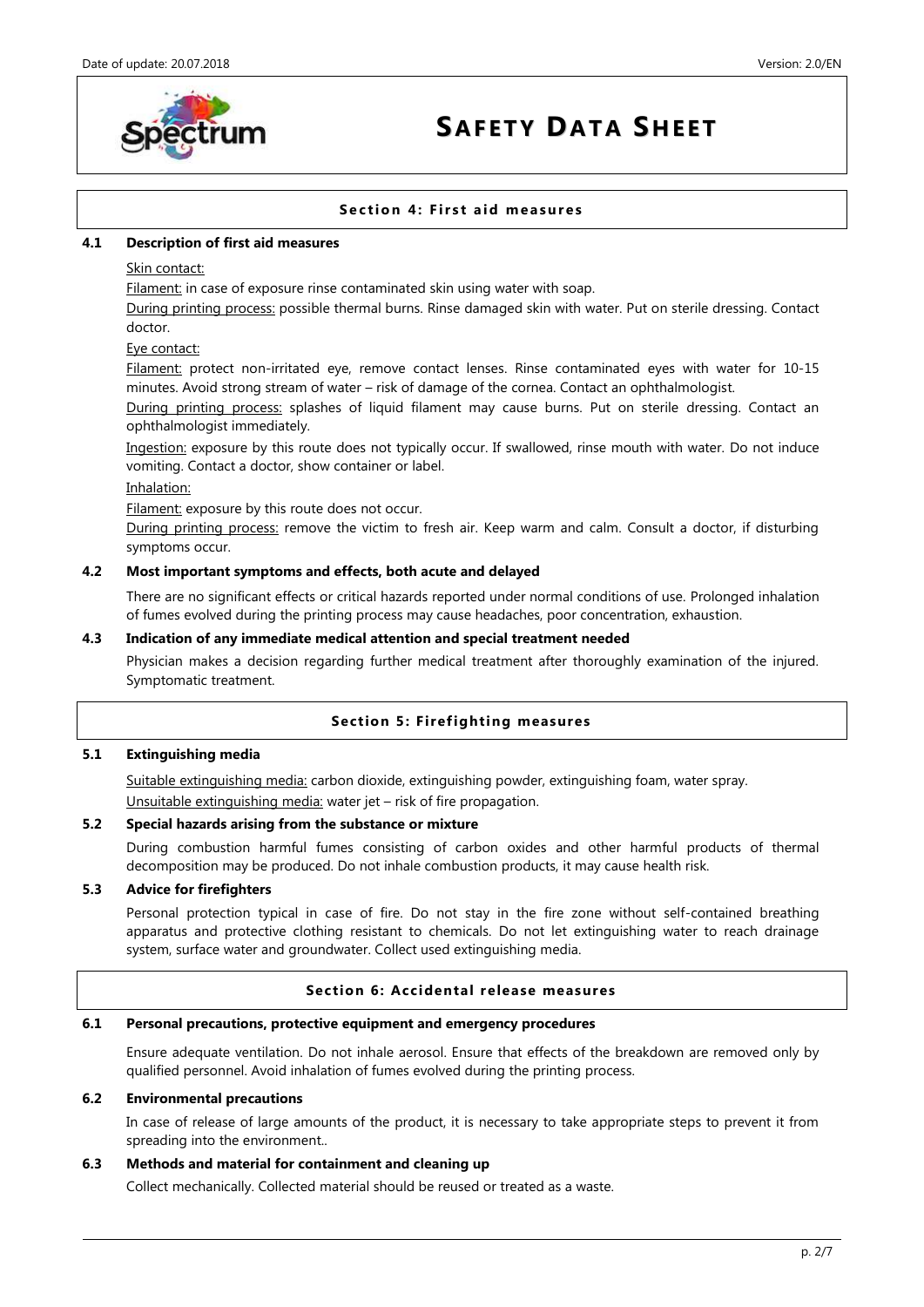## Section 4: First aid measures

### 4.1 Description of first aid measures

Skin contact:

Filament: in case of exposure rinse contaminated skin using water with soap.

During printing process: possible thermal burns. Rinse damaged skin with water. Put on sterile dressing. Contact doctor.

Eye contact:

Filament: protect non-irritated eye, remove contact lenses. Rinse contaminated eyes with water for 10-15 minutes. Avoid strong stream of water – risk of damage of the cornea. Contact an ophthalmologist.

During printing process: splashes of liquid filament may cause burns. Put on sterile dressing. Contact an ophthalmologist immediately.

Ingestion: exposure by this route does not typically occur. If swallowed, rinse mouth with water. Do not induce vomiting. Contact a doctor, show container or label.

Inhalation:

Filament: exposure by this route does not occur.

During printing process: remove the victim to fresh air. Keep warm and calm. Consult a doctor, if disturbing symptoms occur.

### 4.2 Most important symptoms and effects, both acute and delayed

There are no significant effects or critical hazards reported under normal conditions of use. Prolonged inhalation of fumes evolved during the printing process may cause headaches, poor concentration, exhaustion.

### 4.3 Indication of any immediate medical attention and special treatment needed

Physician makes a decision regarding further medical treatment after thoroughly examination of the injured. Symptomatic treatment.

## Section 5: Firefighting measures

### 5.1 Extinguishing media

Suitable extinguishing media: carbon dioxide, extinguishing powder, extinguishing foam, water spray.

Unsuitable extinguishing media: water jet – risk of fire propagation.

### 5.2 Special hazards arising from the substance or mixture

During combustion harmful fumes consisting of carbon oxides and other harmful products of thermal decomposition may be produced. Do not inhale combustion products, it may cause health risk.

### 5.3 Advice for firefighters

Personal protection typical in case of fire. Do not stay in the fire zone without self-contained breathing apparatus and protective clothing resistant to chemicals. Do not let extinguishing water to reach drainage system, surface water and groundwater. Collect used extinguishing media.

## Section 6: Accidental release measures

### 6.1 Personal precautions, protective equipment and emergency procedures

Ensure adequate ventilation. Do not inhale aerosol. Ensure that effects of the breakdown are removed only by qualified personnel. Avoid inhalation of fumes evolved during the printing process.

### 6.2 Environmental precautions

In case of release of large amounts of the product, it is necessary to take appropriate steps to prevent it from spreading into the environment..

### 6.3 Methods and material for containment and cleaning up

Collect mechanically. Collected material should be reused or treated as a waste.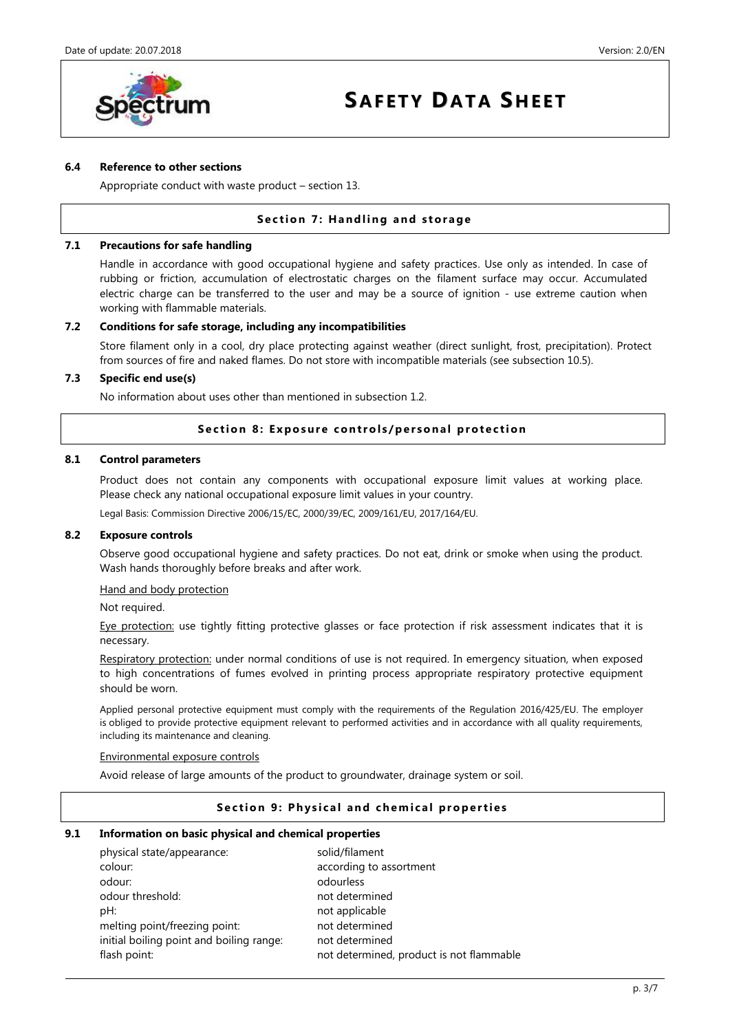### 6.4 Reference to other sections

Appropriate conduct with waste product – section 13.

## Section 7: Handling and storage

### 7.1 Precautions for safe handling

Handle in accordance with good occupational hygiene and safety practices. Use only as intended. In case of rubbing or friction, accumulation of electrostatic charges on the filament surface may occur. Accumulated electric charge can be transferred to the user and may be a source of ignition - use extreme caution when working with flammable materials.

### 7.2 Conditions for safe storage, including any incompatibilities

Store filament only in a cool, dry place protecting against weather (direct sunlight, frost, precipitation). Protect from sources of fire and naked flames. Do not store with incompatible materials (see subsection 10.5).

### 7.3 Specific end use(s)

No information about uses other than mentioned in subsection 1.2.

## Section 8: Exposure controls/personal protection

### 8.1 Control parameters

Product does not contain any components with occupational exposure limit values at working place. Please check any national occupational exposure limit values in your country.

Legal Basis: Commission Directive 2006/15/EC, 2000/39/EC, 2009/161/EU, 2017/164/EU.

### 8.2 Exposure controls

Observe good occupational hygiene and safety practices. Do not eat, drink or smoke when using the product. Wash hands thoroughly before breaks and after work.

Hand and body protection

Not required.

Eye protection: use tightly fitting protective glasses or face protection if risk assessment indicates that it is necessary.

Respiratory protection: under normal conditions of use is not required. In emergency situation, when exposed to high concentrations of fumes evolved in printing process appropriate respiratory protective equipment should be worn.

Applied personal protective equipment must comply with the requirements of the Regulation 2016/425/EU. The employer is obliged to provide protective equipment relevant to performed activities and in accordance with all quality requirements, including its maintenance and cleaning.

Environmental exposure controls

Avoid release of large amounts of the product to groundwater, drainage system or soil.

## Section 9: Physical and chemical properties

### 9.1 Information on basic physical and chemical properties

| | |
|---|---|
| physical state/appearance: | solid/filament |
| colour: | according to assortment |
| odour: | odourless |
| odour threshold: | not determined |
| pH: | not applicable |
| melting point/freezing point: | not determined |
| initial boiling point and boiling range: | not determined |
| flash point: | not determined, product is not flammable |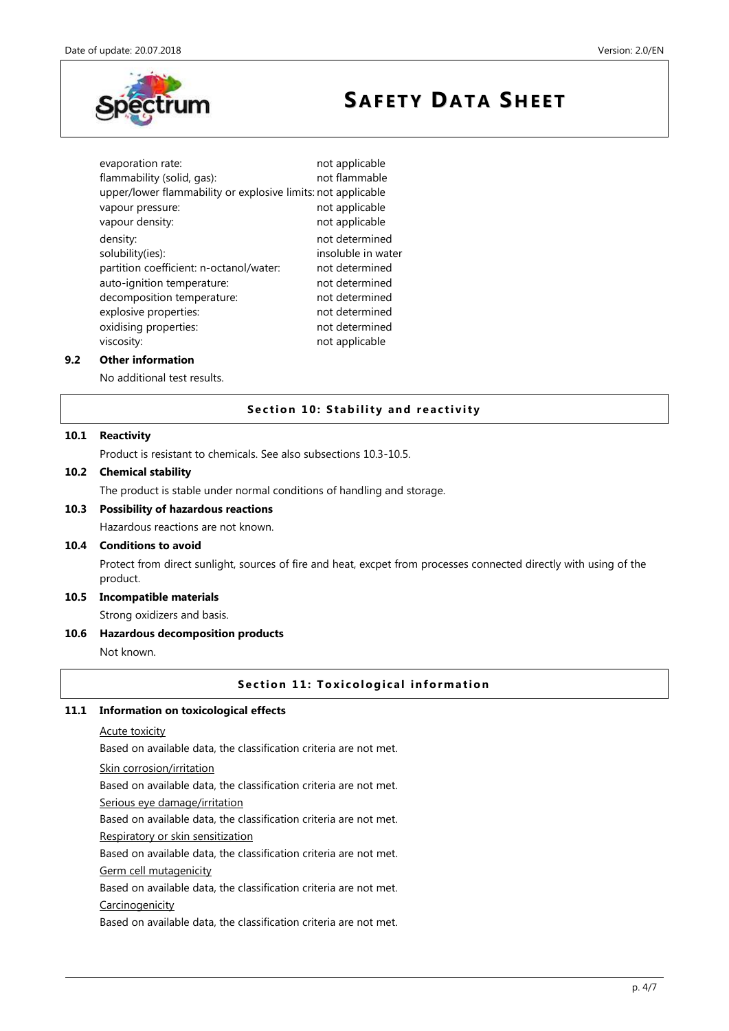| | |
|---|---|
| evaporation rate: | not applicable |
| flammability (solid, gas): | not flammable |
| upper/lower flammability or explosive limits: | not applicable |
| vapour pressure: | not applicable |
| vapour density: | not applicable |
| density: | not determined |
| solubility(ies): | insoluble in water |
| partition coefficient: n-octanol/water: | not determined |
| auto-ignition temperature: | not determined |
| decomposition temperature: | not determined |
| explosive properties: | not determined |
| oxidising properties: | not determined |
| viscosity: | not applicable |

### 9.2 Other information

No additional test results.

## Section 10: Stability and reactivity

### 10.1 Reactivity

Product is resistant to chemicals. See also subsections 10.3-10.5.

### 10.2 Chemical stability

The product is stable under normal conditions of handling and storage.

### 10.3 Possibility of hazardous reactions

Hazardous reactions are not known.

### 10.4 Conditions to avoid

Protect from direct sunlight, sources of fire and heat, excpet from processes connected directly with using of the product.

### 10.5 Incompatible materials

Strong oxidizers and basis.

### 10.6 Hazardous decomposition products

Not known.

## Section 11: Toxicological information

### 11.1 Information on toxicological effects

Acute toxicity

Based on available data, the classification criteria are not met.

Skin corrosion/irritation

Based on available data, the classification criteria are not met.

Serious eye damage/irritation

Based on available data, the classification criteria are not met.

Respiratory or skin sensitization

Based on available data, the classification criteria are not met.

Germ cell mutagenicity

Based on available data, the classification criteria are not met.

Carcinogenicity

Based on available data, the classification criteria are not met.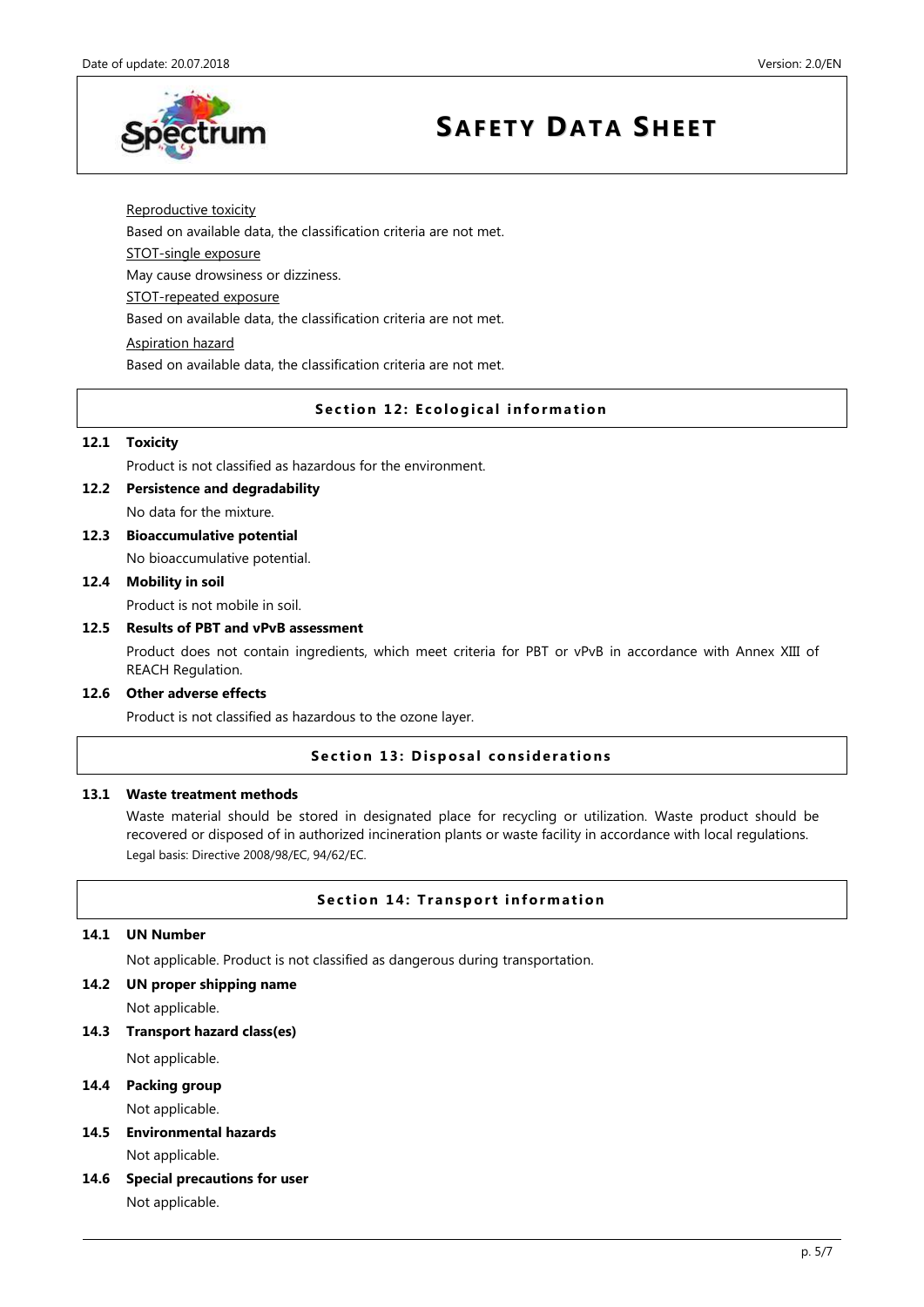Reproductive toxicity

Based on available data, the classification criteria are not met.

STOT-single exposure

May cause drowsiness or dizziness.

STOT-repeated exposure

Based on available data, the classification criteria are not met.

Aspiration hazard

Based on available data, the classification criteria are not met.

## Section 12: Ecological information

**12.1 Toxicity**

Product is not classified as hazardous for the environment.

**12.2 Persistence and degradability**

No data for the mixture.

**12.3 Bioaccumulative potential**

No bioaccumulative potential.

**12.4 Mobility in soil**

Product is not mobile in soil.

**12.5 Results of PBT and vPvB assessment**

Product does not contain ingredients, which meet criteria for PBT or vPvB in accordance with Annex XIII of REACH Regulation.

**12.6 Other adverse effects**

Product is not classified as hazardous to the ozone layer.

## Section 13: Disposal considerations

**13.1 Waste treatment methods**

Waste material should be stored in designated place for recycling or utilization. Waste product should be recovered or disposed of in authorized incineration plants or waste facility in accordance with local regulations.

Legal basis: Directive 2008/98/EC, 94/62/EC.

## Section 14: Transport information

**14.1 UN Number**

Not applicable. Product is not classified as dangerous during transportation.

**14.2 UN proper shipping name**

Not applicable.

**14.3 Transport hazard class(es)**

Not applicable.

**14.4 Packing group**

Not applicable.

**14.5 Environmental hazards**

Not applicable.

**14.6 Special precautions for user**

Not applicable.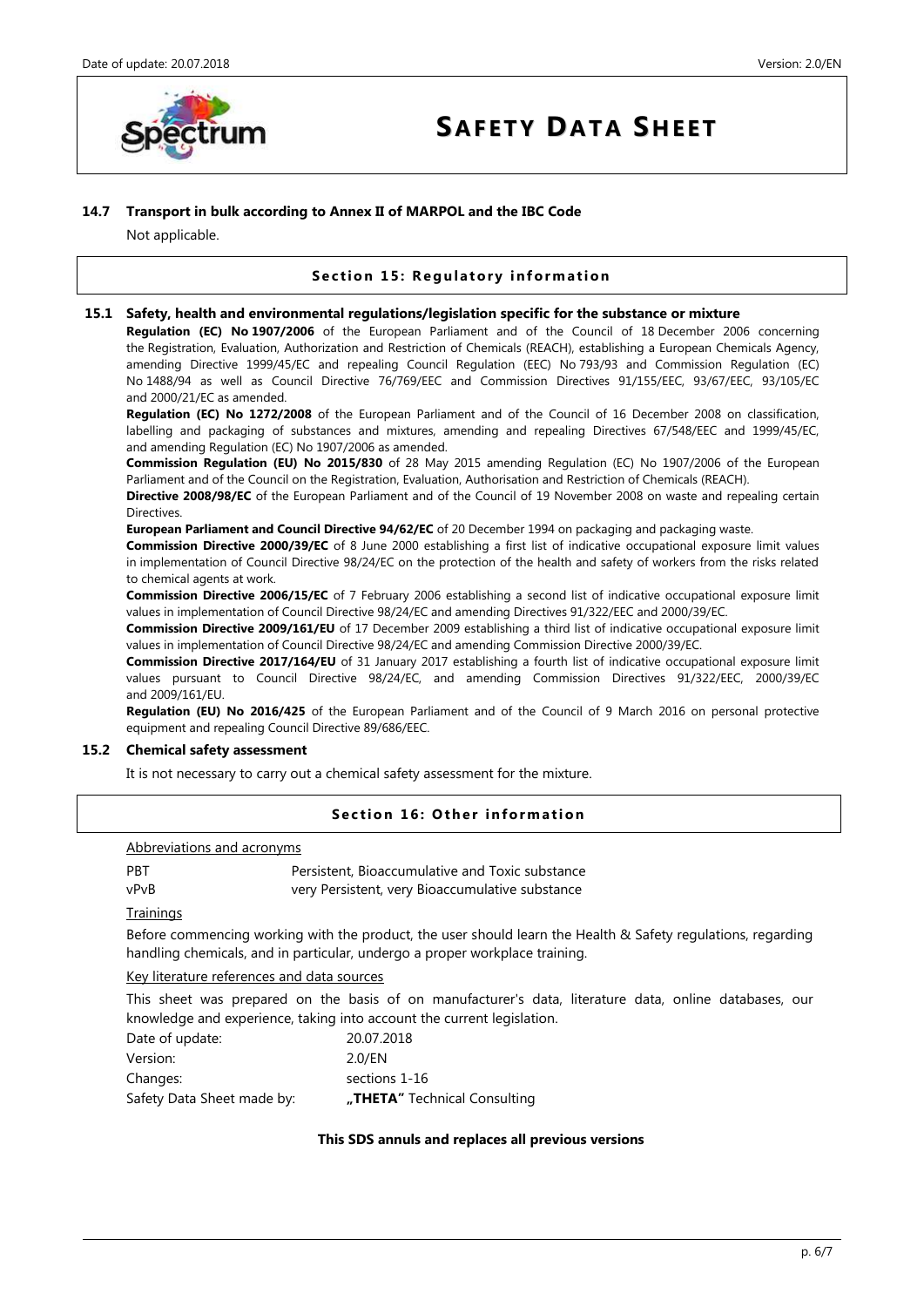### 14.7 Transport in bulk according to Annex II of MARPOL and the IBC Code

Not applicable.

## Section 15: Regulatory information

### 15.1 Safety, health and environmental regulations/legislation specific for the substance or mixture

**Regulation (EC) No 1907/2006** of the European Parliament and of the Council of 18 December 2006 concerning the Registration, Evaluation, Authorization and Restriction of Chemicals (REACH), establishing a European Chemicals Agency, amending Directive 1999/45/EC and repealing Council Regulation (EEC) No 793/93 and Commission Regulation (EC) No 1488/94 as well as Council Directive 76/769/EEC and Commission Directives 91/155/EEC, 93/67/EEC, 93/105/EC and 2000/21/EC as amended.

**Regulation (EC) No 1272/2008** of the European Parliament and of the Council of 16 December 2008 on classification, labelling and packaging of substances and mixtures, amending and repealing Directives 67/548/EEC and 1999/45/EC, and amending Regulation (EC) No 1907/2006 as amended.

**Commission Regulation (EU) No 2015/830** of 28 May 2015 amending Regulation (EC) No 1907/2006 of the European Parliament and of the Council on the Registration, Evaluation, Authorisation and Restriction of Chemicals (REACH).

**Directive 2008/98/EC** of the European Parliament and of the Council of 19 November 2008 on waste and repealing certain Directives.

**European Parliament and Council Directive 94/62/EC** of 20 December 1994 on packaging and packaging waste.

**Commission Directive 2000/39/EC** of 8 June 2000 establishing a first list of indicative occupational exposure limit values in implementation of Council Directive 98/24/EC on the protection of the health and safety of workers from the risks related to chemical agents at work.

**Commission Directive 2006/15/EC** of 7 February 2006 establishing a second list of indicative occupational exposure limit values in implementation of Council Directive 98/24/EC and amending Directives 91/322/EEC and 2000/39/EC.

**Commission Directive 2009/161/EU** of 17 December 2009 establishing a third list of indicative occupational exposure limit values in implementation of Council Directive 98/24/EC and amending Commission Directive 2000/39/EC.

**Commission Directive 2017/164/EU** of 31 January 2017 establishing a fourth list of indicative occupational exposure limit values pursuant to Council Directive 98/24/EC, and amending Commission Directives 91/322/EEC, 2000/39/EC and 2009/161/EU.

**Regulation (EU) No 2016/425** of the European Parliament and of the Council of 9 March 2016 on personal protective equipment and repealing Council Directive 89/686/EEC.

### 15.2 Chemical safety assessment

It is not necessary to carry out a chemical safety assessment for the mixture.

## Section 16: Other information

Abbreviations and acronyms

| | |
|---|---|
| PBT | Persistent, Bioaccumulative and Toxic substance |
| vPvB | very Persistent, very Bioaccumulative substance |

Trainings

Before commencing working with the product, the user should learn the Health & Safety regulations, regarding handling chemicals, and in particular, undergo a proper workplace training.

Key literature references and data sources

This sheet was prepared on the basis of on manufacturer's data, literature data, online databases, our knowledge and experience, taking into account the current legislation.

| | |
|---|---|
| Date of update: | 20.07.2018 |
| Version: | 2.0/EN |
| Changes: | sections 1-16 |
| Safety Data Sheet made by: | **„THETA"** Technical Consulting |

**This SDS annuls and replaces all previous versions**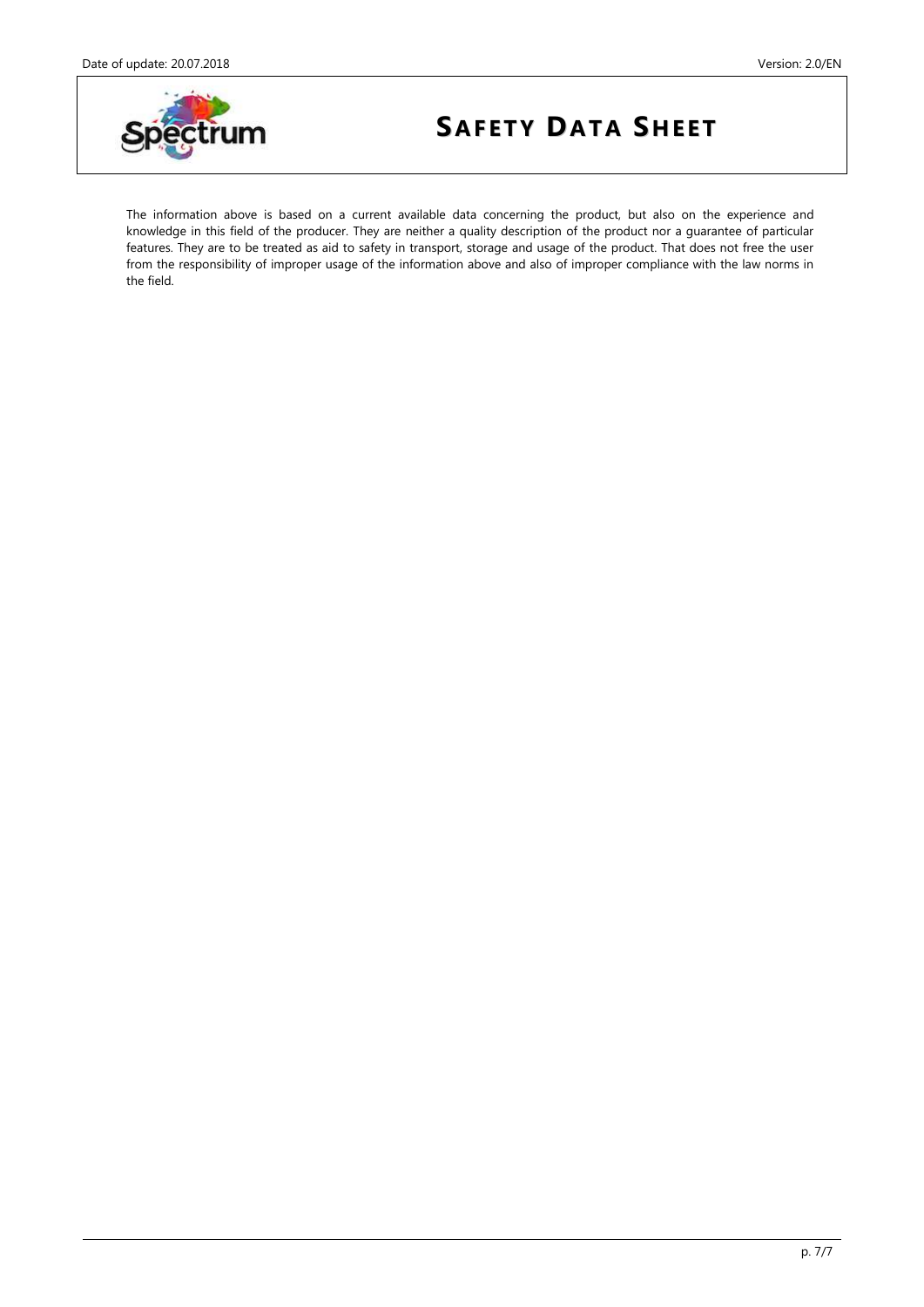The information above is based on a current available data concerning the product, but also on the experience and knowledge in this field of the producer. They are neither a quality description of the product nor a guarantee of particular features. They are to be treated as aid to safety in transport, storage and usage of the product. That does not free the user from the responsibility of improper usage of the information above and also of improper compliance with the law norms in the field.